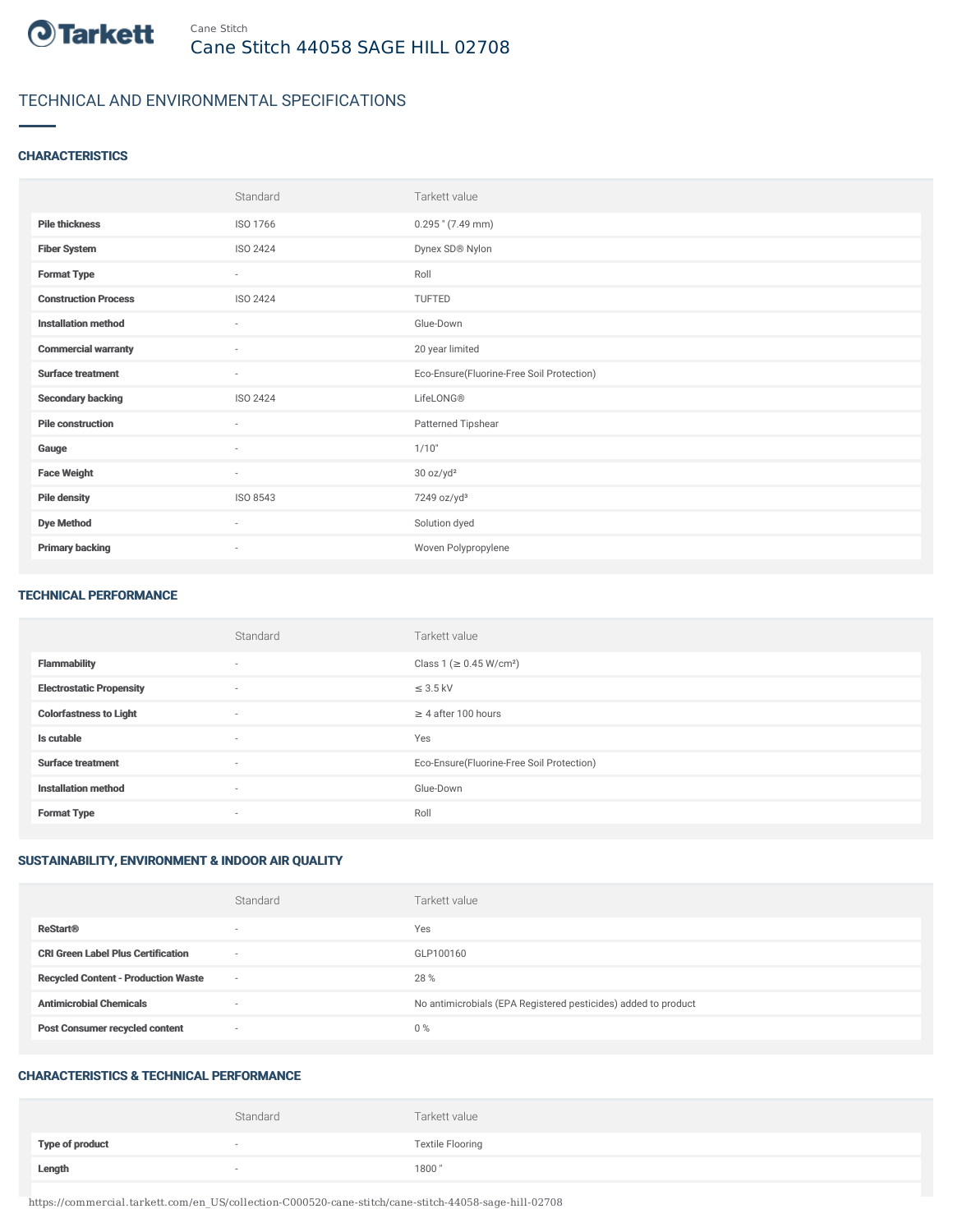Cane Stitch

# Cane Stitch 44058 SAGE HILL 02708

## TECHNICAL AND ENVIRONMENTAL SPECIFICATIONS

### CHARACTERISTICS

| | Standard | Tarkett value |
|---|---|---|
| **Pile thickness** | ISO 1766 | 0.295 " (7.49 mm) |
| **Fiber System** | ISO 2424 | Dynex SD® Nylon |
| **Format Type** | - | Roll |
| **Construction Process** | ISO 2424 | TUFTED |
| **Installation method** | - | Glue-Down |
| **Commercial warranty** | - | 20 year limited |
| **Surface treatment** | - | Eco-Ensure(Fluorine-Free Soil Protection) |
| **Secondary backing** | ISO 2424 | LifeLONG® |
| **Pile construction** | - | Patterned Tipshear |
| **Gauge** | - | 1/10" |
| **Face Weight** | - | 30 oz/yd² |
| **Pile density** | ISO 8543 | 7249 oz/yd³ |
| **Dye Method** | - | Solution dyed |
| **Primary backing** | - | Woven Polypropylene |

### TECHNICAL PERFORMANCE

| | Standard | Tarkett value |
|---|---|---|
| **Flammability** | - | Class 1 (≥ 0.45 W/cm²) |
| **Electrostatic Propensity** | - | ≤ 3.5 kV |
| **Colorfastness to Light** | - | ≥ 4 after 100 hours |
| **Is cutable** | - | Yes |
| **Surface treatment** | - | Eco-Ensure(Fluorine-Free Soil Protection) |
| **Installation method** | - | Glue-Down |
| **Format Type** | - | Roll |

### SUSTAINABILITY, ENVIRONMENT & INDOOR AIR QUALITY

| | Standard | Tarkett value |
|---|---|---|
| **ReStart®** | - | Yes |
| **CRI Green Label Plus Certification** | - | GLP100160 |
| **Recycled Content - Production Waste** | - | 28 % |
| **Antimicrobial Chemicals** | - | No antimicrobials (EPA Registered pesticides) added to product |
| **Post Consumer recycled content** | - | 0 % |

### CHARACTERISTICS & TECHNICAL PERFORMANCE

| | Standard | Tarkett value |
|---|---|---|
| **Type of product** | - | Textile Flooring |
| **Length** | - | 1800 " |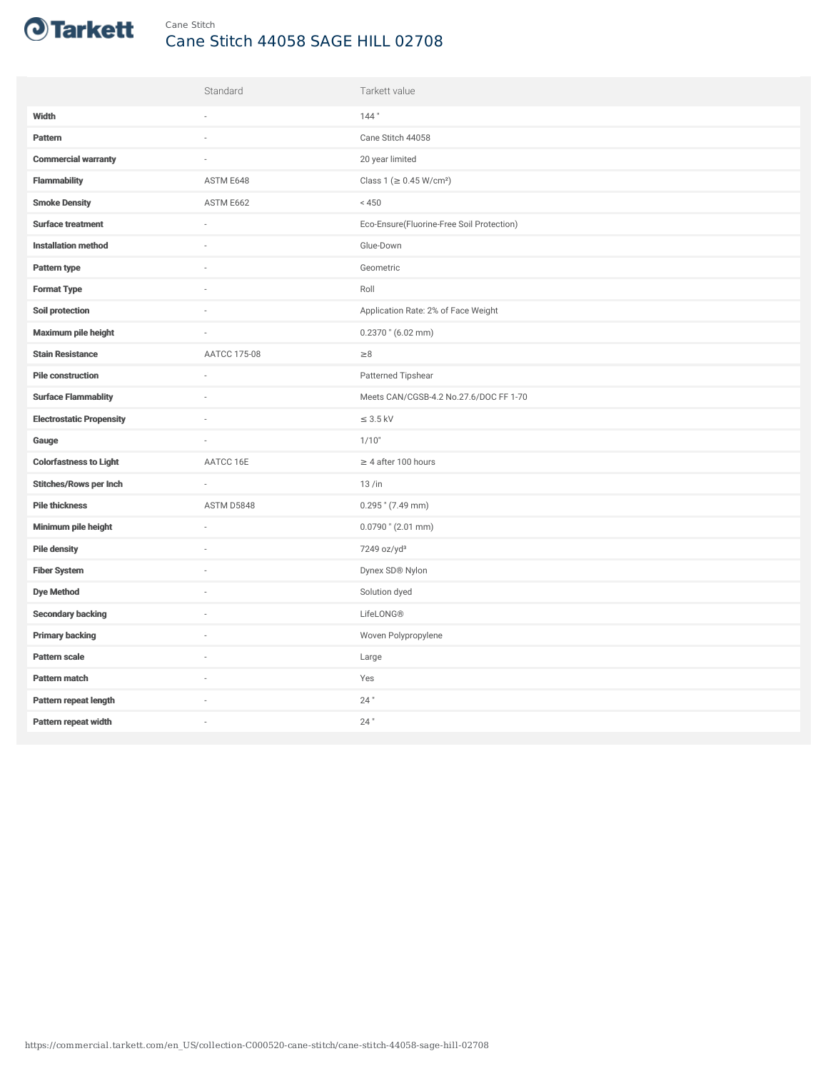Cane Stitch

# Cane Stitch 44058 SAGE HILL 02708

| | Standard | Tarkett value |
|---|---|---|
| **Width** | - | 144 " |
| **Pattern** | - | Cane Stitch 44058 |
| **Commercial warranty** | - | 20 year limited |
| **Flammability** | ASTM E648 | Class 1 (≥ 0.45 W/cm²) |
| **Smoke Density** | ASTM E662 | < 450 |
| **Surface treatment** | - | Eco-Ensure(Fluorine-Free Soil Protection) |
| **Installation method** | - | Glue-Down |
| **Pattern type** | - | Geometric |
| **Format Type** | - | Roll |
| **Soil protection** | - | Application Rate: 2% of Face Weight |
| **Maximum pile height** | - | 0.2370 " (6.02 mm) |
| **Stain Resistance** | AATCC 175-08 | ≥8 |
| **Pile construction** | - | Patterned Tipshear |
| **Surface Flammablity** | - | Meets CAN/CGSB-4.2 No.27.6/DOC FF 1-70 |
| **Electrostatic Propensity** | - | ≤ 3.5 kV |
| **Gauge** | - | 1/10" |
| **Colorfastness to Light** | AATCC 16E | ≥ 4 after 100 hours |
| **Stitches/Rows per Inch** | - | 13 /in |
| **Pile thickness** | ASTM D5848 | 0.295 " (7.49 mm) |
| **Minimum pile height** | - | 0.0790 " (2.01 mm) |
| **Pile density** | - | 7249 oz/yd³ |
| **Fiber System** | - | Dynex SD® Nylon |
| **Dye Method** | - | Solution dyed |
| **Secondary backing** | - | LifeLONG® |
| **Primary backing** | - | Woven Polypropylene |
| **Pattern scale** | - | Large |
| **Pattern match** | - | Yes |
| **Pattern repeat length** | - | 24 " |
| **Pattern repeat width** | - | 24 " |